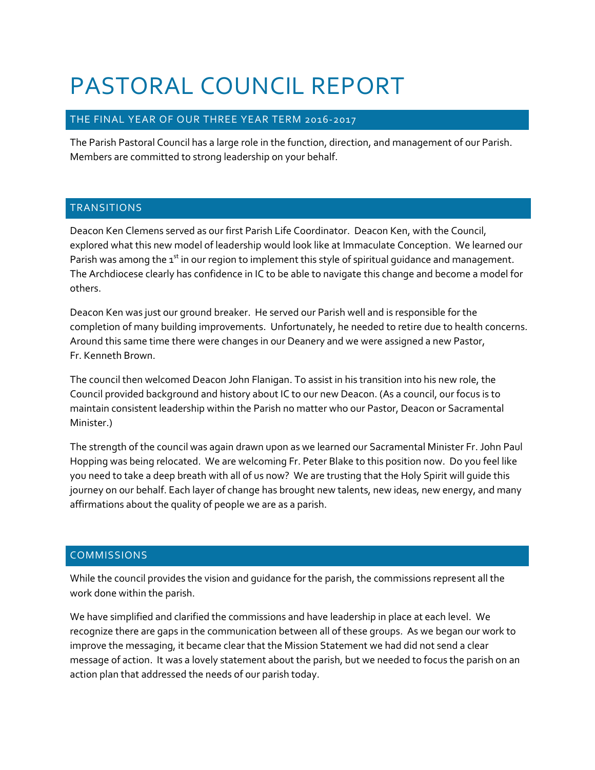# PASTORAL COUNCIL REPORT

## THE FINAL YEAR OF OUR THREE YEAR TERM 2016-2017

The Parish Pastoral Council has a large role in the function, direction, and management of our Parish. Members are committed to strong leadership on your behalf.

## TRANSITIONS

Deacon Ken Clemens served as our first Parish Life Coordinator. Deacon Ken, with the Council, explored what this new model of leadership would look like at Immaculate Conception. We learned our Parish was among the 1st in our region to implement this style of spiritual guidance and management. The Archdiocese clearly has confidence in IC to be able to navigate this change and become a model for others.

Deacon Ken was just our ground breaker. He served our Parish well and is responsible for the completion of many building improvements. Unfortunately, he needed to retire due to health concerns. Around this same time there were changes in our Deanery and we were assigned a new Pastor, Fr. Kenneth Brown.

The council then welcomed Deacon John Flanigan. To assist in his transition into his new role, the Council provided background and history about IC to our new Deacon. (As a council, our focus is to maintain consistent leadership within the Parish no matter who our Pastor, Deacon or Sacramental Minister.)

The strength of the council was again drawn upon as we learned our Sacramental Minister Fr. John Paul Hopping was being relocated. We are welcoming Fr. Peter Blake to this position now. Do you feel like you need to take a deep breath with all of us now? We are trusting that the Holy Spirit will guide this journey on our behalf. Each layer of change has brought new talents, new ideas, new energy, and many affirmations about the quality of people we are as a parish.

## COMMISSIONS

While the council provides the vision and guidance for the parish, the commissions represent all the work done within the parish.

We have simplified and clarified the commissions and have leadership in place at each level. We recognize there are gaps in the communication between all of these groups. As we began our work to improve the messaging, it became clear that the Mission Statement we had did not send a clear message of action. It was a lovely statement about the parish, but we needed to focus the parish on an action plan that addressed the needs of our parish today.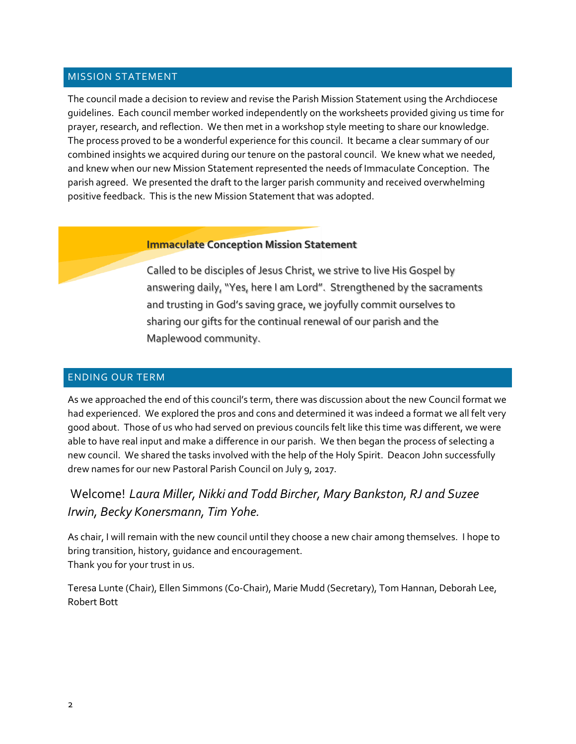## MISSION STATEMENT

The council made a decision to review and revise the Parish Mission Statement using the Archdiocese guidelines. Each council member worked independently on the worksheets provided giving us time for prayer, research, and reflection. We then met in a workshop style meeting to share our knowledge. The process proved to be a wonderful experience for this council. It became a clear summary of our combined insights we acquired during our tenure on the pastoral council. We knew what we needed, and knew when our new Mission Statement represented the needs of Immaculate Conception. The parish agreed. We presented the draft to the larger parish community and received overwhelming positive feedback. This is the new Mission Statement that was adopted.

**Immaculate Conception Mission Statement**

Called to be disciples of Jesus Christ, we strive to live His Gospel by answering daily, "Yes, here I am Lord". Strengthened by the sacraments and trusting in God's saving grace, we joyfully commit ourselves to sharing our gifts for the continual renewal of our parish and the Maplewood community.

## ENDING OUR TERM

As we approached the end of this council's term, there was discussion about the new Council format we had experienced. We explored the pros and cons and determined it was indeed a format we all felt very good about. Those of us who had served on previous councils felt like this time was different, we were able to have real input and make a difference in our parish. We then began the process of selecting a new council. We shared the tasks involved with the help of the Holy Spirit. Deacon John successfully drew names for our new Pastoral Parish Council on July 9, 2017.

Welcome! *Laura Miller, Nikki and Todd Bircher, Mary Bankston, RJ and Suzee Irwin, Becky Konersmann, Tim Yohe.*

As chair, I will remain with the new council until they choose a new chair among themselves. I hope to bring transition, history, guidance and encouragement.
Thank you for your trust in us.

Teresa Lunte (Chair), Ellen Simmons (Co-Chair), Marie Mudd (Secretary), Tom Hannan, Deborah Lee, Robert Bott